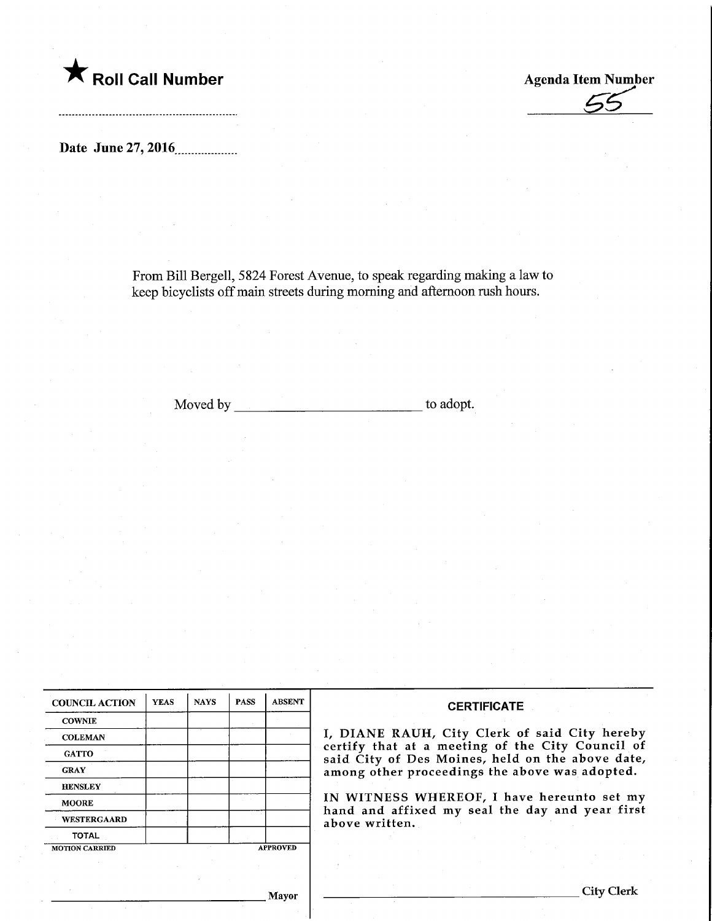★ **Roll Call Number**

**Agenda Item Number**

55

**Date June 27, 2016**

From Bill Bergell, 5824 Forest Avenue, to speak regarding making a law to keep bicyclists off main streets during morning and afternoon rush hours.

Moved by ______________________ to adopt.

| COUNCIL ACTION | YEAS | NAYS | PASS | ABSENT |
|---|---|---|---|---|
| COWNIE | | | | |
| COLEMAN | | | | |
| GATTO | | | | |
| GRAY | | | | |
| HENSLEY | | | | |
| MOORE | | | | |
| WESTERGAARD | | | | |
| TOTAL | | | | |

MOTION CARRIED APPROVED

______________________ Mayor

**CERTIFICATE**

I, DIANE RAUH, City Clerk of said City hereby certify that at a meeting of the City Council of said City of Des Moines, held on the above date, among other proceedings the above was adopted.

IN WITNESS WHEREOF, I have hereunto set my hand and affixed my seal the day and year first above written.

______________________ City Clerk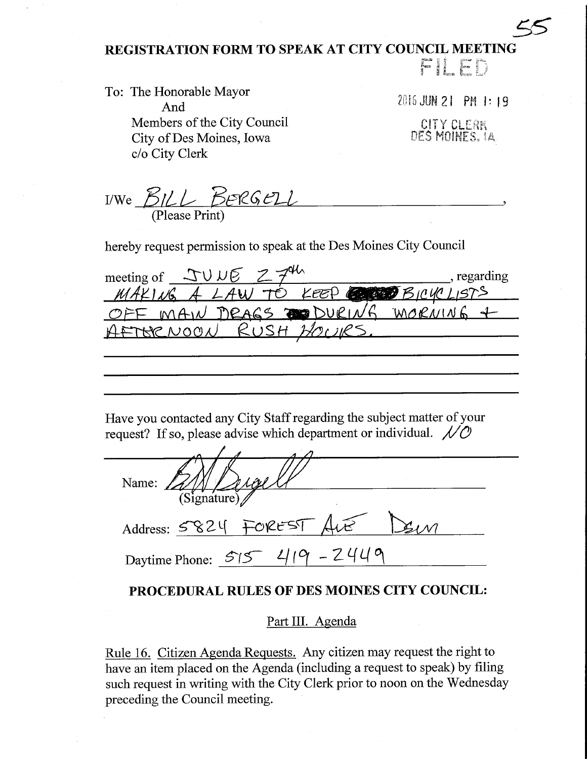55

# REGISTRATION FORM TO SPEAK AT CITY COUNCIL MEETING

FILED

2016 JUN 21 PM 1:19

CITY CLERK
DES MOINES, IA

To: The Honorable Mayor
And
Members of the City Council
City of Des Moines, Iowa
c/o City Clerk

I/We BILL BERGELL,
(Please Print)

hereby request permission to speak at the Des Moines City Council

meeting of JUNE 27th, regarding MAKING A LAW TO KEEP BICYCLISTS OFF MAIN DRAGS DURING MORNING + AFTERNOON RUSH HOURS.

Have you contacted any City Staff regarding the subject matter of your request? If so, please advise which department or individual. NO

Name: Bill Bergell
(Signature)

Address: 5824 FOREST AVE DSM

Daytime Phone: 515 419 - 2449

## PROCEDURAL RULES OF DES MOINES CITY COUNCIL:

Part III. Agenda

Rule 16. Citizen Agenda Requests. Any citizen may request the right to have an item placed on the Agenda (including a request to speak) by filing such request in writing with the City Clerk prior to noon on the Wednesday preceding the Council meeting.